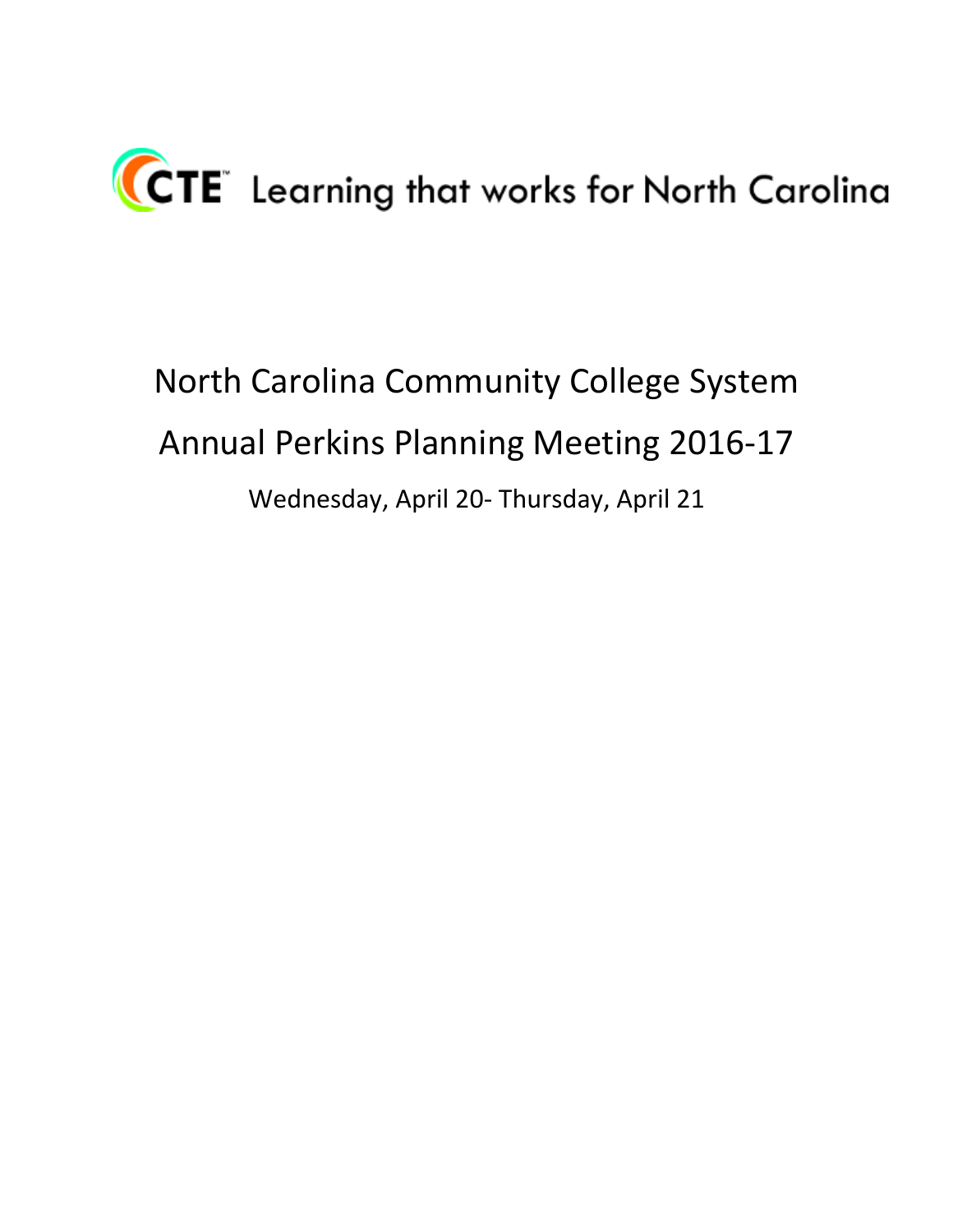CTE™ Learning that works for North Carolina

# North Carolina Community College System

# Annual Perkins Planning Meeting 2016-17

Wednesday, April 20- Thursday, April 21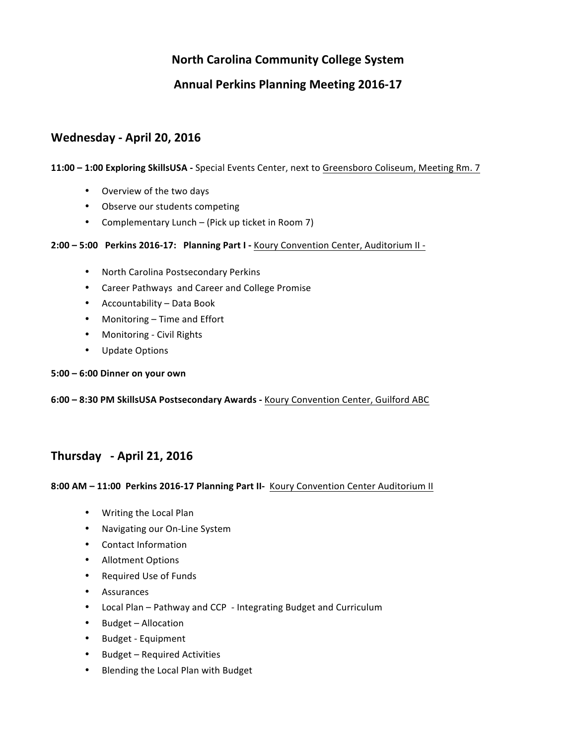## North Carolina Community College System

## Annual Perkins Planning Meeting 2016-17

### Wednesday - April 20, 2016

**11:00 – 1:00 Exploring SkillsUSA -** Special Events Center, next to Greensboro Coliseum, Meeting Rm. 7

- Overview of the two days
- Observe our students competing
- Complementary Lunch – (Pick up ticket in Room 7)

**2:00 – 5:00 Perkins 2016-17: Planning Part I -** Koury Convention Center, Auditorium II -

- North Carolina Postsecondary Perkins
- Career Pathways and Career and College Promise
- Accountability – Data Book
- Monitoring – Time and Effort
- Monitoring - Civil Rights
- Update Options

**5:00 – 6:00 Dinner on your own**

**6:00 – 8:30 PM SkillsUSA Postsecondary Awards -** Koury Convention Center, Guilford ABC

### Thursday - April 21, 2016

**8:00 AM – 11:00 Perkins 2016-17 Planning Part II-** Koury Convention Center Auditorium II

- Writing the Local Plan
- Navigating our On-Line System
- Contact Information
- Allotment Options
- Required Use of Funds
- Assurances
- Local Plan – Pathway and CCP - Integrating Budget and Curriculum
- Budget – Allocation
- Budget - Equipment
- Budget – Required Activities
- Blending the Local Plan with Budget